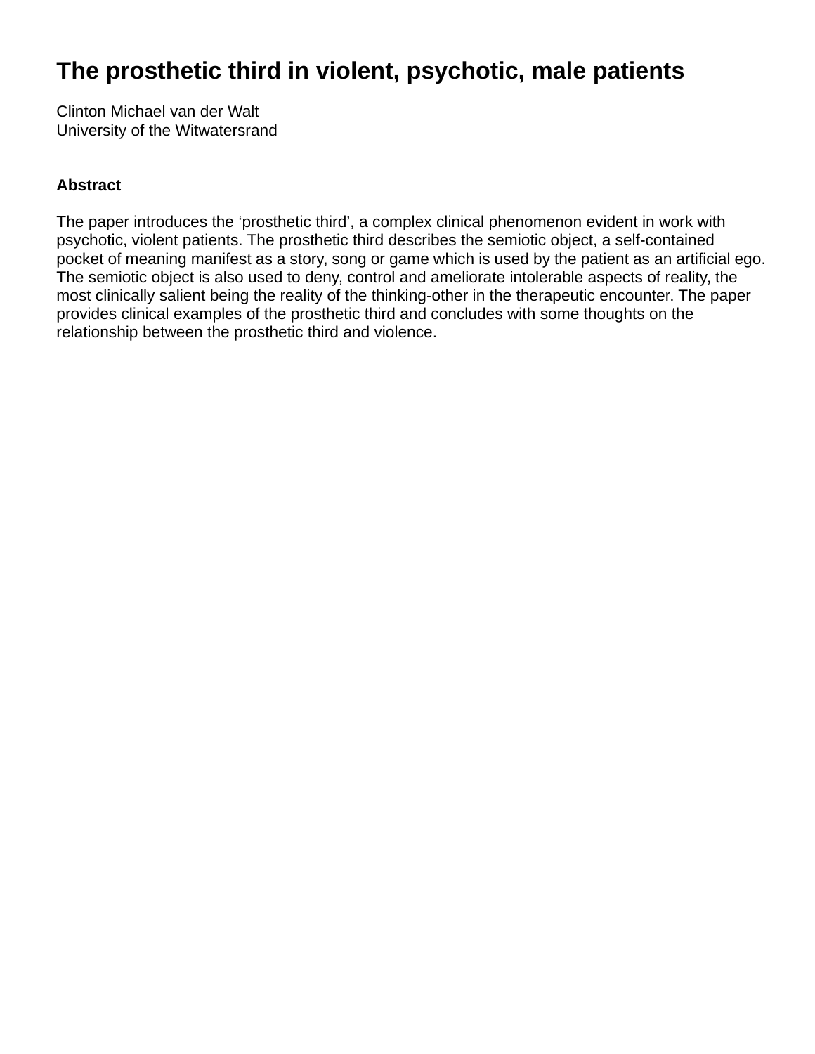# The prosthetic third in violent, psychotic, male patients

Clinton Michael van der Walt
University of the Witwatersrand

## Abstract

The paper introduces the ‘prosthetic third’, a complex clinical phenomenon evident in work with psychotic, violent patients. The prosthetic third describes the semiotic object, a self-contained pocket of meaning manifest as a story, song or game which is used by the patient as an artificial ego. The semiotic object is also used to deny, control and ameliorate intolerable aspects of reality, the most clinically salient being the reality of the thinking-other in the therapeutic encounter. The paper provides clinical examples of the prosthetic third and concludes with some thoughts on the relationship between the prosthetic third and violence.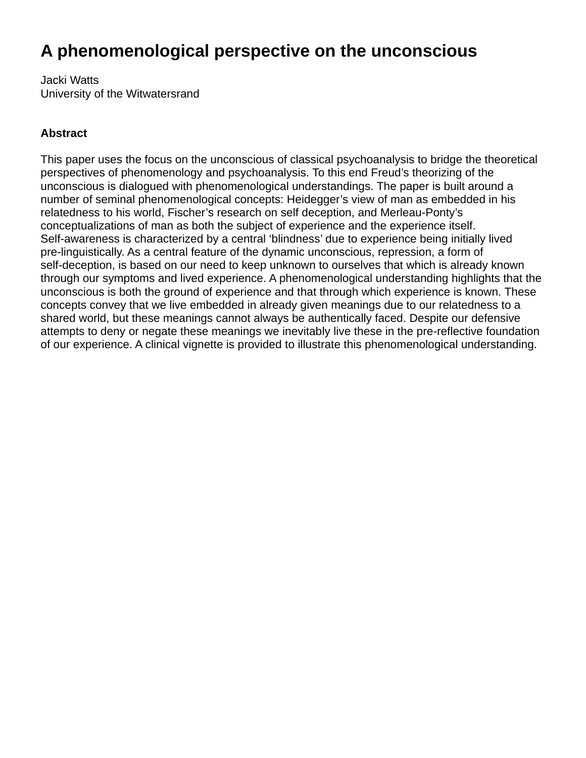# A phenomenological perspective on the unconscious

Jacki Watts
University of the Witwatersrand

**Abstract**

This paper uses the focus on the unconscious of classical psychoanalysis to bridge the theoretical perspectives of phenomenology and psychoanalysis. To this end Freud's theorizing of the unconscious is dialogued with phenomenological understandings. The paper is built around a number of seminal phenomenological concepts: Heidegger's view of man as embedded in his relatedness to his world, Fischer's research on self deception, and Merleau-Ponty's conceptualizations of man as both the subject of experience and the experience itself. Self-awareness is characterized by a central 'blindness' due to experience being initially lived pre-linguistically. As a central feature of the dynamic unconscious, repression, a form of self-deception, is based on our need to keep unknown to ourselves that which is already known through our symptoms and lived experience. A phenomenological understanding highlights that the unconscious is both the ground of experience and that through which experience is known. These concepts convey that we live embedded in already given meanings due to our relatedness to a shared world, but these meanings cannot always be authentically faced. Despite our defensive attempts to deny or negate these meanings we inevitably live these in the pre-reflective foundation of our experience. A clinical vignette is provided to illustrate this phenomenological understanding.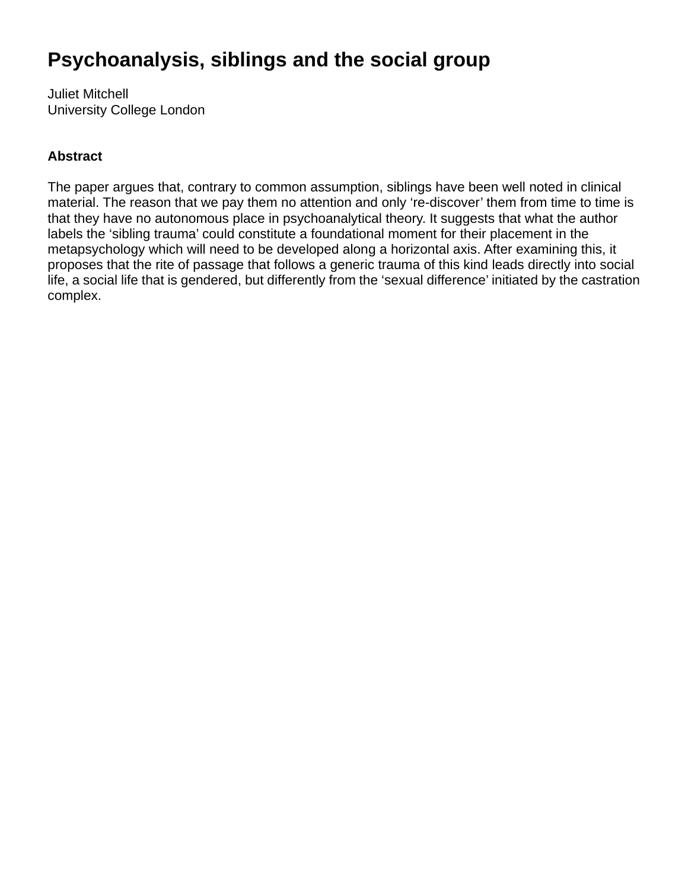# Psychoanalysis, siblings and the social group

Juliet Mitchell
University College London

**Abstract**

The paper argues that, contrary to common assumption, siblings have been well noted in clinical material. The reason that we pay them no attention and only ‘re-discover’ them from time to time is that they have no autonomous place in psychoanalytical theory. It suggests that what the author labels the ‘sibling trauma’ could constitute a foundational moment for their placement in the metapsychology which will need to be developed along a horizontal axis. After examining this, it proposes that the rite of passage that follows a generic trauma of this kind leads directly into social life, a social life that is gendered, but differently from the ‘sexual difference’ initiated by the castration complex.